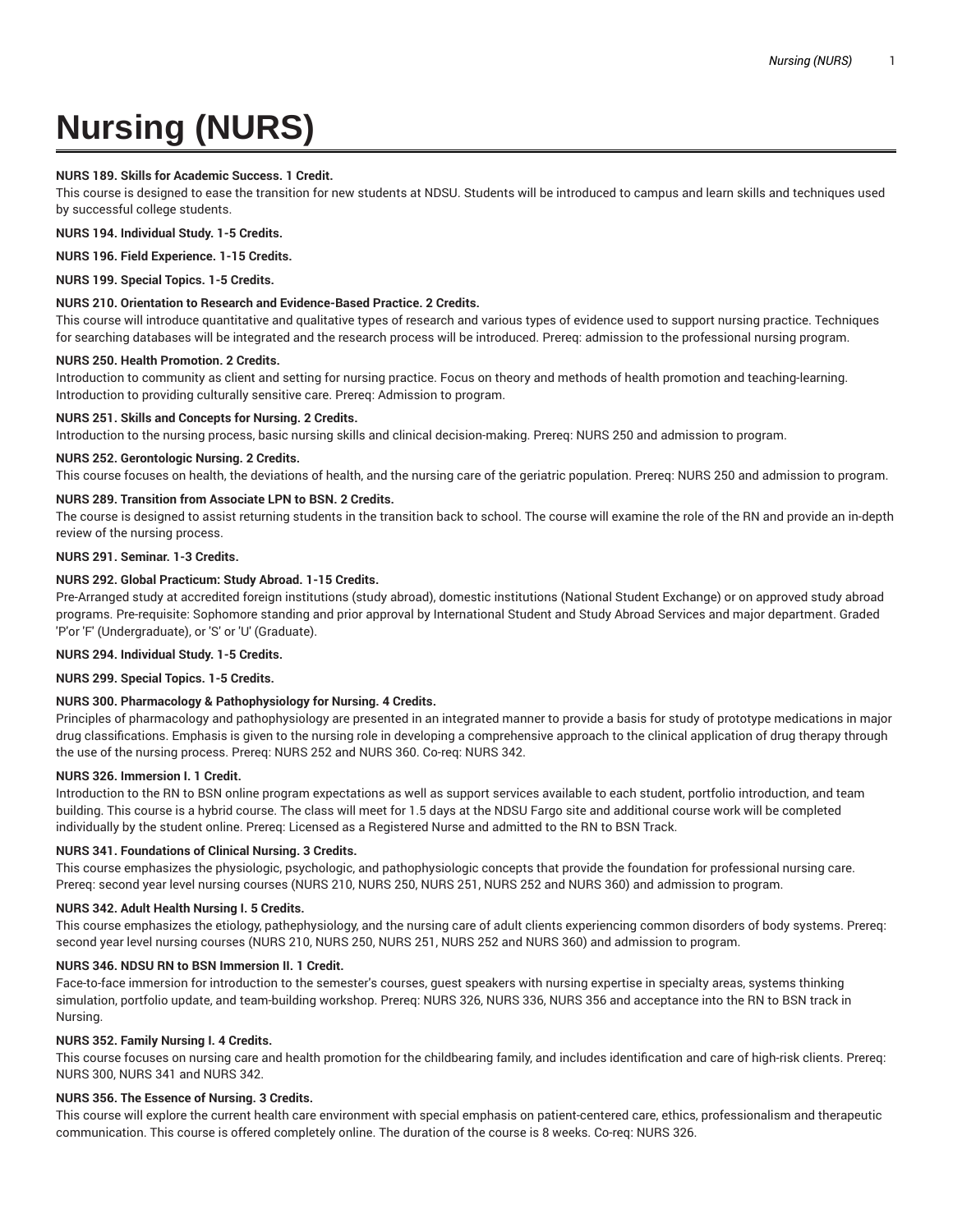# Nursing (NURS)

**NURS 189. Skills for Academic Success. 1 Credit.**
This course is designed to ease the transition for new students at NDSU. Students will be introduced to campus and learn skills and techniques used by successful college students.

**NURS 194. Individual Study. 1-5 Credits.**

**NURS 196. Field Experience. 1-15 Credits.**

**NURS 199. Special Topics. 1-5 Credits.**

**NURS 210. Orientation to Research and Evidence-Based Practice. 2 Credits.**
This course will introduce quantitative and qualitative types of research and various types of evidence used to support nursing practice. Techniques for searching databases will be integrated and the research process will be introduced. Prereq: admission to the professional nursing program.

**NURS 250. Health Promotion. 2 Credits.**
Introduction to community as client and setting for nursing practice. Focus on theory and methods of health promotion and teaching-learning. Introduction to providing culturally sensitive care. Prereq: Admission to program.

**NURS 251. Skills and Concepts for Nursing. 2 Credits.**
Introduction to the nursing process, basic nursing skills and clinical decision-making. Prereq: NURS 250 and admission to program.

**NURS 252. Gerontologic Nursing. 2 Credits.**
This course focuses on health, the deviations of health, and the nursing care of the geriatric population. Prereq: NURS 250 and admission to program.

**NURS 289. Transition from Associate LPN to BSN. 2 Credits.**
The course is designed to assist returning students in the transition back to school. The course will examine the role of the RN and provide an in-depth review of the nursing process.

**NURS 291. Seminar. 1-3 Credits.**

**NURS 292. Global Practicum: Study Abroad. 1-15 Credits.**
Pre-Arranged study at accredited foreign institutions (study abroad), domestic institutions (National Student Exchange) or on approved study abroad programs. Pre-requisite: Sophomore standing and prior approval by International Student and Study Abroad Services and major department. Graded 'P'or 'F' (Undergraduate), or 'S' or 'U' (Graduate).

**NURS 294. Individual Study. 1-5 Credits.**

**NURS 299. Special Topics. 1-5 Credits.**

**NURS 300. Pharmacology & Pathophysiology for Nursing. 4 Credits.**
Principles of pharmacology and pathophysiology are presented in an integrated manner to provide a basis for study of prototype medications in major drug classifications. Emphasis is given to the nursing role in developing a comprehensive approach to the clinical application of drug therapy through the use of the nursing process. Prereq: NURS 252 and NURS 360. Co-req: NURS 342.

**NURS 326. Immersion I. 1 Credit.**
Introduction to the RN to BSN online program expectations as well as support services available to each student, portfolio introduction, and team building. This course is a hybrid course. The class will meet for 1.5 days at the NDSU Fargo site and additional course work will be completed individually by the student online. Prereq: Licensed as a Registered Nurse and admitted to the RN to BSN Track.

**NURS 341. Foundations of Clinical Nursing. 3 Credits.**
This course emphasizes the physiologic, psychologic, and pathophysiologic concepts that provide the foundation for professional nursing care. Prereq: second year level nursing courses (NURS 210, NURS 250, NURS 251, NURS 252 and NURS 360) and admission to program.

**NURS 342. Adult Health Nursing I. 5 Credits.**
This course emphasizes the etiology, pathephysiology, and the nursing care of adult clients experiencing common disorders of body systems. Prereq: second year level nursing courses (NURS 210, NURS 250, NURS 251, NURS 252 and NURS 360) and admission to program.

**NURS 346. NDSU RN to BSN Immersion II. 1 Credit.**
Face-to-face immersion for introduction to the semester's courses, guest speakers with nursing expertise in specialty areas, systems thinking simulation, portfolio update, and team-building workshop. Prereq: NURS 326, NURS 336, NURS 356 and acceptance into the RN to BSN track in Nursing.

**NURS 352. Family Nursing I. 4 Credits.**
This course focuses on nursing care and health promotion for the childbearing family, and includes identification and care of high-risk clients. Prereq: NURS 300, NURS 341 and NURS 342.

**NURS 356. The Essence of Nursing. 3 Credits.**
This course will explore the current health care environment with special emphasis on patient-centered care, ethics, professionalism and therapeutic communication. This course is offered completely online. The duration of the course is 8 weeks. Co-req: NURS 326.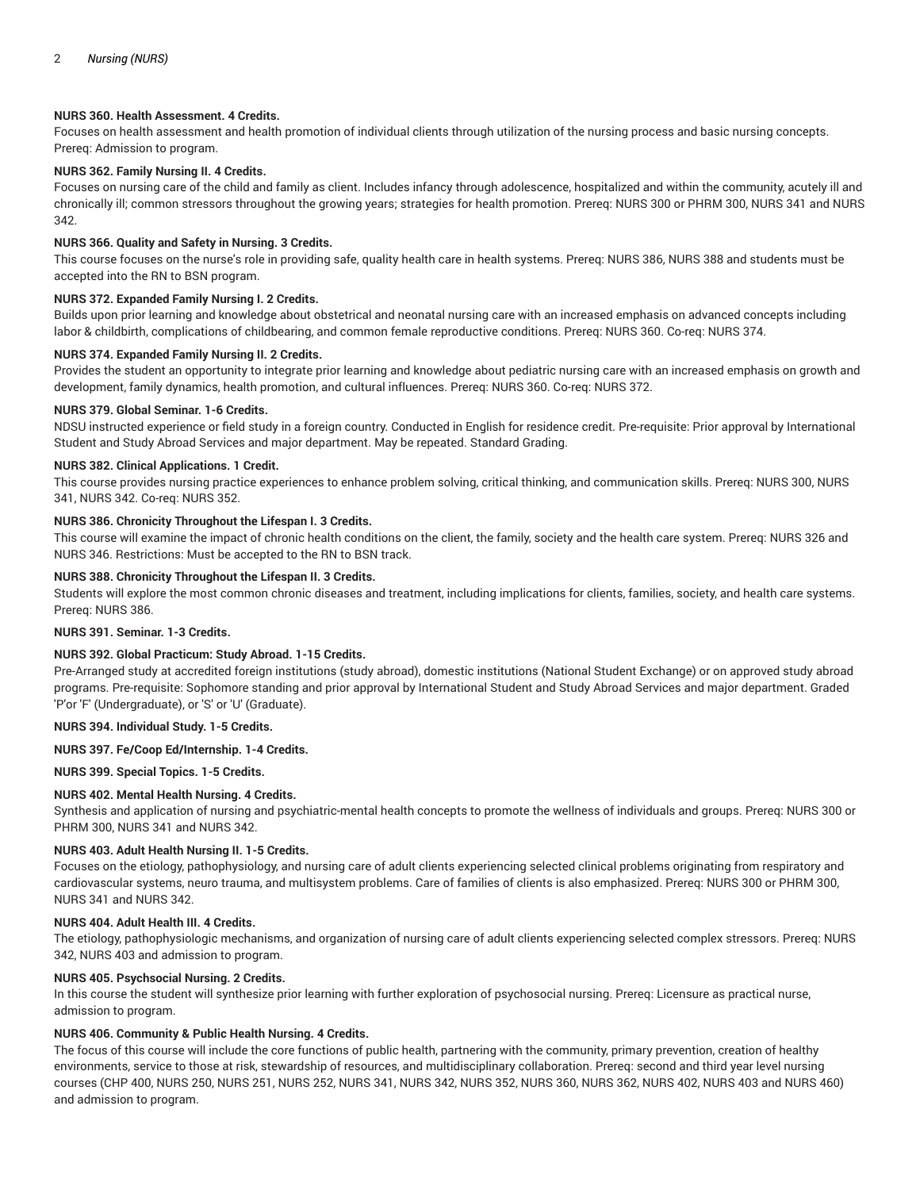**NURS 360. Health Assessment. 4 Credits.**

Focuses on health assessment and health promotion of individual clients through utilization of the nursing process and basic nursing concepts. Prereq: Admission to program.

**NURS 362. Family Nursing II. 4 Credits.**

Focuses on nursing care of the child and family as client. Includes infancy through adolescence, hospitalized and within the community, acutely ill and chronically ill; common stressors throughout the growing years; strategies for health promotion. Prereq: NURS 300 or PHRM 300, NURS 341 and NURS 342.

**NURS 366. Quality and Safety in Nursing. 3 Credits.**

This course focuses on the nurse's role in providing safe, quality health care in health systems. Prereq: NURS 386, NURS 388 and students must be accepted into the RN to BSN program.

**NURS 372. Expanded Family Nursing I. 2 Credits.**

Builds upon prior learning and knowledge about obstetrical and neonatal nursing care with an increased emphasis on advanced concepts including labor & childbirth, complications of childbearing, and common female reproductive conditions. Prereq: NURS 360. Co-req: NURS 374.

**NURS 374. Expanded Family Nursing II. 2 Credits.**

Provides the student an opportunity to integrate prior learning and knowledge about pediatric nursing care with an increased emphasis on growth and development, family dynamics, health promotion, and cultural influences. Prereq: NURS 360. Co-req: NURS 372.

**NURS 379. Global Seminar. 1-6 Credits.**

NDSU instructed experience or field study in a foreign country. Conducted in English for residence credit. Pre-requisite: Prior approval by International Student and Study Abroad Services and major department. May be repeated. Standard Grading.

**NURS 382. Clinical Applications. 1 Credit.**

This course provides nursing practice experiences to enhance problem solving, critical thinking, and communication skills. Prereq: NURS 300, NURS 341, NURS 342. Co-req: NURS 352.

**NURS 386. Chronicity Throughout the Lifespan I. 3 Credits.**

This course will examine the impact of chronic health conditions on the client, the family, society and the health care system. Prereq: NURS 326 and NURS 346. Restrictions: Must be accepted to the RN to BSN track.

**NURS 388. Chronicity Throughout the Lifespan II. 3 Credits.**

Students will explore the most common chronic diseases and treatment, including implications for clients, families, society, and health care systems. Prereq: NURS 386.

**NURS 391. Seminar. 1-3 Credits.**

**NURS 392. Global Practicum: Study Abroad. 1-15 Credits.**

Pre-Arranged study at accredited foreign institutions (study abroad), domestic institutions (National Student Exchange) or on approved study abroad programs. Pre-requisite: Sophomore standing and prior approval by International Student and Study Abroad Services and major department. Graded 'P'or 'F' (Undergraduate), or 'S' or 'U' (Graduate).

**NURS 394. Individual Study. 1-5 Credits.**

**NURS 397. Fe/Coop Ed/Internship. 1-4 Credits.**

**NURS 399. Special Topics. 1-5 Credits.**

**NURS 402. Mental Health Nursing. 4 Credits.**

Synthesis and application of nursing and psychiatric-mental health concepts to promote the wellness of individuals and groups. Prereq: NURS 300 or PHRM 300, NURS 341 and NURS 342.

**NURS 403. Adult Health Nursing II. 1-5 Credits.**

Focuses on the etiology, pathophysiology, and nursing care of adult clients experiencing selected clinical problems originating from respiratory and cardiovascular systems, neuro trauma, and multisystem problems. Care of families of clients is also emphasized. Prereq: NURS 300 or PHRM 300, NURS 341 and NURS 342.

**NURS 404. Adult Health III. 4 Credits.**

The etiology, pathophysiologic mechanisms, and organization of nursing care of adult clients experiencing selected complex stressors. Prereq: NURS 342, NURS 403 and admission to program.

**NURS 405. Psychsocial Nursing. 2 Credits.**

In this course the student will synthesize prior learning with further exploration of psychosocial nursing. Prereq: Licensure as practical nurse, admission to program.

**NURS 406. Community & Public Health Nursing. 4 Credits.**

The focus of this course will include the core functions of public health, partnering with the community, primary prevention, creation of healthy environments, service to those at risk, stewardship of resources, and multidisciplinary collaboration. Prereq: second and third year level nursing courses (CHP 400, NURS 250, NURS 251, NURS 252, NURS 341, NURS 342, NURS 352, NURS 360, NURS 362, NURS 402, NURS 403 and NURS 460) and admission to program.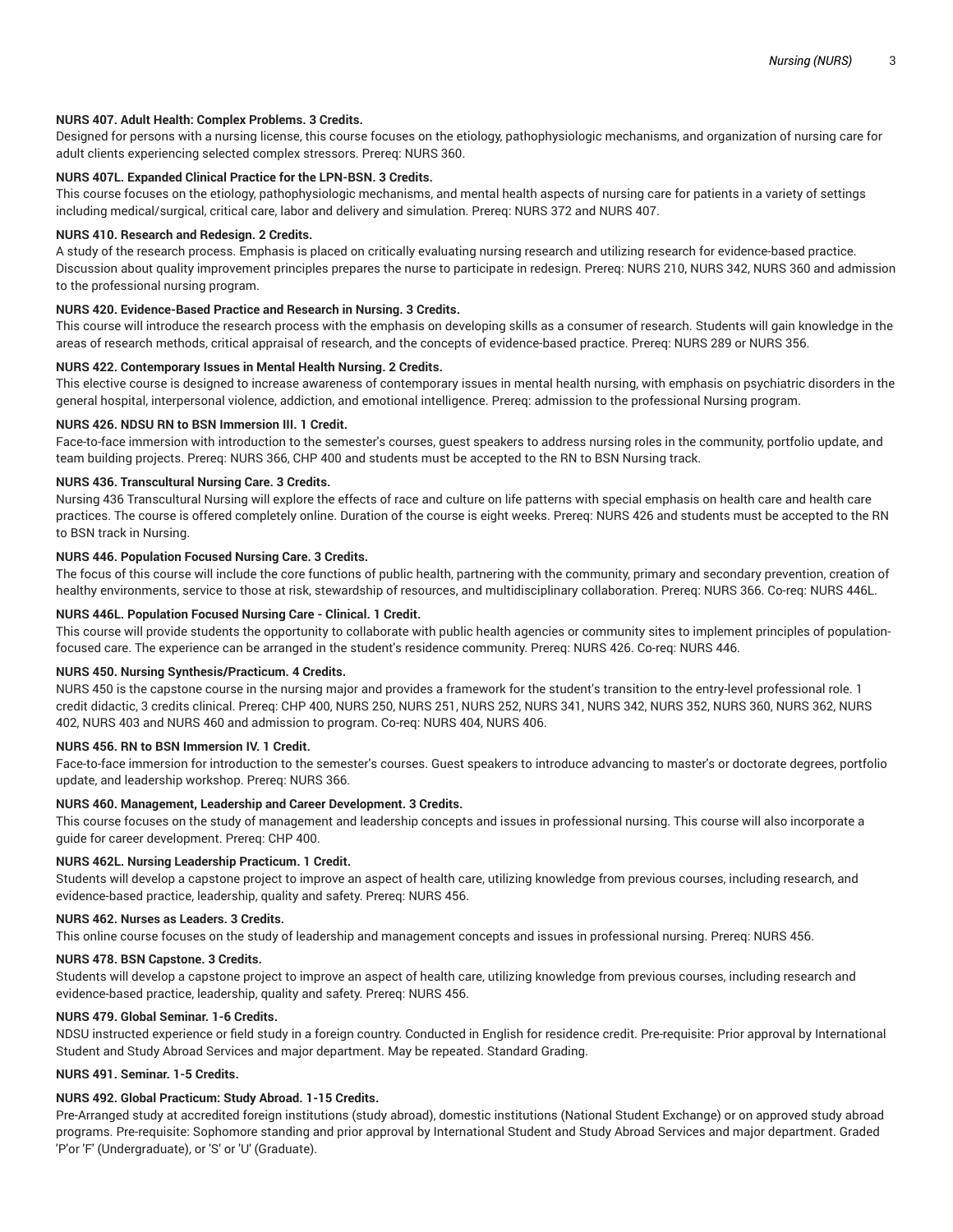**NURS 407. Adult Health: Complex Problems. 3 Credits.**

Designed for persons with a nursing license, this course focuses on the etiology, pathophysiologic mechanisms, and organization of nursing care for adult clients experiencing selected complex stressors. Prereq: NURS 360.

**NURS 407L. Expanded Clinical Practice for the LPN-BSN. 3 Credits.**

This course focuses on the etiology, pathophysiologic mechanisms, and mental health aspects of nursing care for patients in a variety of settings including medical/surgical, critical care, labor and delivery and simulation. Prereq: NURS 372 and NURS 407.

**NURS 410. Research and Redesign. 2 Credits.**

A study of the research process. Emphasis is placed on critically evaluating nursing research and utilizing research for evidence-based practice. Discussion about quality improvement principles prepares the nurse to participate in redesign. Prereq: NURS 210, NURS 342, NURS 360 and admission to the professional nursing program.

**NURS 420. Evidence-Based Practice and Research in Nursing. 3 Credits.**

This course will introduce the research process with the emphasis on developing skills as a consumer of research. Students will gain knowledge in the areas of research methods, critical appraisal of research, and the concepts of evidence-based practice. Prereq: NURS 289 or NURS 356.

**NURS 422. Contemporary Issues in Mental Health Nursing. 2 Credits.**

This elective course is designed to increase awareness of contemporary issues in mental health nursing, with emphasis on psychiatric disorders in the general hospital, interpersonal violence, addiction, and emotional intelligence. Prereq: admission to the professional Nursing program.

**NURS 426. NDSU RN to BSN Immersion III. 1 Credit.**

Face-to-face immersion with introduction to the semester's courses, guest speakers to address nursing roles in the community, portfolio update, and team building projects. Prereq: NURS 366, CHP 400 and students must be accepted to the RN to BSN Nursing track.

**NURS 436. Transcultural Nursing Care. 3 Credits.**

Nursing 436 Transcultural Nursing will explore the effects of race and culture on life patterns with special emphasis on health care and health care practices. The course is offered completely online. Duration of the course is eight weeks. Prereq: NURS 426 and students must be accepted to the RN to BSN track in Nursing.

**NURS 446. Population Focused Nursing Care. 3 Credits.**

The focus of this course will include the core functions of public health, partnering with the community, primary and secondary prevention, creation of healthy environments, service to those at risk, stewardship of resources, and multidisciplinary collaboration. Prereq: NURS 366. Co-req: NURS 446L.

**NURS 446L. Population Focused Nursing Care - Clinical. 1 Credit.**

This course will provide students the opportunity to collaborate with public health agencies or community sites to implement principles of population-focused care. The experience can be arranged in the student's residence community. Prereq: NURS 426. Co-req: NURS 446.

**NURS 450. Nursing Synthesis/Practicum. 4 Credits.**

NURS 450 is the capstone course in the nursing major and provides a framework for the student's transition to the entry-level professional role. 1 credit didactic, 3 credits clinical. Prereq: CHP 400, NURS 250, NURS 251, NURS 252, NURS 341, NURS 342, NURS 352, NURS 360, NURS 362, NURS 402, NURS 403 and NURS 460 and admission to program. Co-req: NURS 404, NURS 406.

**NURS 456. RN to BSN Immersion IV. 1 Credit.**

Face-to-face immersion for introduction to the semester's courses. Guest speakers to introduce advancing to master's or doctorate degrees, portfolio update, and leadership workshop. Prereq: NURS 366.

**NURS 460. Management, Leadership and Career Development. 3 Credits.**

This course focuses on the study of management and leadership concepts and issues in professional nursing. This course will also incorporate a guide for career development. Prereq: CHP 400.

**NURS 462L. Nursing Leadership Practicum. 1 Credit.**

Students will develop a capstone project to improve an aspect of health care, utilizing knowledge from previous courses, including research, and evidence-based practice, leadership, quality and safety. Prereq: NURS 456.

**NURS 462. Nurses as Leaders. 3 Credits.**

This online course focuses on the study of leadership and management concepts and issues in professional nursing. Prereq: NURS 456.

**NURS 478. BSN Capstone. 3 Credits.**

Students will develop a capstone project to improve an aspect of health care, utilizing knowledge from previous courses, including research and evidence-based practice, leadership, quality and safety. Prereq: NURS 456.

**NURS 479. Global Seminar. 1-6 Credits.**

NDSU instructed experience or field study in a foreign country. Conducted in English for residence credit. Pre-requisite: Prior approval by International Student and Study Abroad Services and major department. May be repeated. Standard Grading.

**NURS 491. Seminar. 1-5 Credits.**

**NURS 492. Global Practicum: Study Abroad. 1-15 Credits.**

Pre-Arranged study at accredited foreign institutions (study abroad), domestic institutions (National Student Exchange) or on approved study abroad programs. Pre-requisite: Sophomore standing and prior approval by International Student and Study Abroad Services and major department. Graded 'P'or 'F' (Undergraduate), or 'S' or 'U' (Graduate).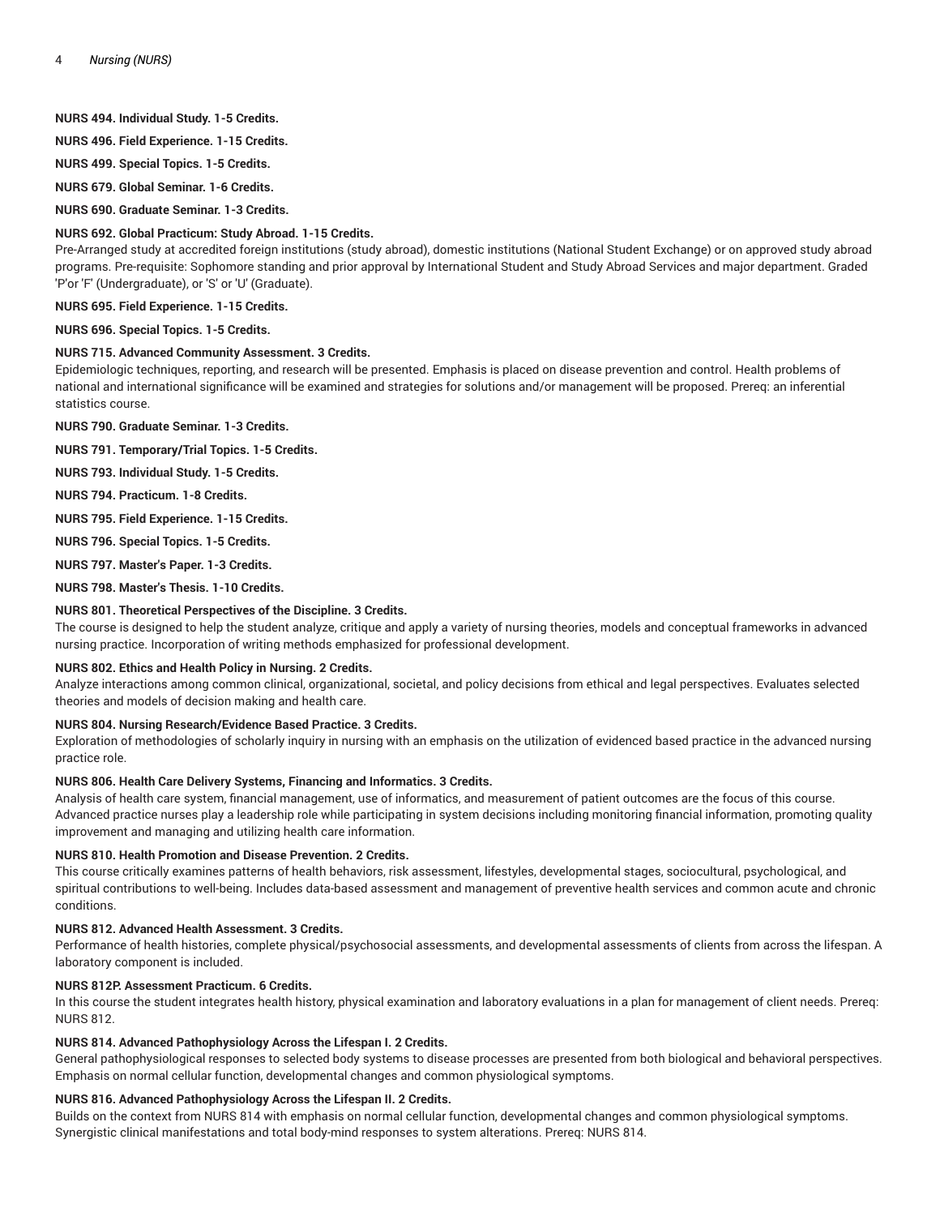**NURS 494. Individual Study. 1-5 Credits.**

**NURS 496. Field Experience. 1-15 Credits.**

**NURS 499. Special Topics. 1-5 Credits.**

**NURS 679. Global Seminar. 1-6 Credits.**

**NURS 690. Graduate Seminar. 1-3 Credits.**

**NURS 692. Global Practicum: Study Abroad. 1-15 Credits.**

Pre-Arranged study at accredited foreign institutions (study abroad), domestic institutions (National Student Exchange) or on approved study abroad programs. Pre-requisite: Sophomore standing and prior approval by International Student and Study Abroad Services and major department. Graded 'P'or 'F' (Undergraduate), or 'S' or 'U' (Graduate).

**NURS 695. Field Experience. 1-15 Credits.**

**NURS 696. Special Topics. 1-5 Credits.**

**NURS 715. Advanced Community Assessment. 3 Credits.**

Epidemiologic techniques, reporting, and research will be presented. Emphasis is placed on disease prevention and control. Health problems of national and international significance will be examined and strategies for solutions and/or management will be proposed. Prereq: an inferential statistics course.

**NURS 790. Graduate Seminar. 1-3 Credits.**

**NURS 791. Temporary/Trial Topics. 1-5 Credits.**

**NURS 793. Individual Study. 1-5 Credits.**

**NURS 794. Practicum. 1-8 Credits.**

**NURS 795. Field Experience. 1-15 Credits.**

**NURS 796. Special Topics. 1-5 Credits.**

**NURS 797. Master's Paper. 1-3 Credits.**

**NURS 798. Master's Thesis. 1-10 Credits.**

**NURS 801. Theoretical Perspectives of the Discipline. 3 Credits.**

The course is designed to help the student analyze, critique and apply a variety of nursing theories, models and conceptual frameworks in advanced nursing practice. Incorporation of writing methods emphasized for professional development.

**NURS 802. Ethics and Health Policy in Nursing. 2 Credits.**

Analyze interactions among common clinical, organizational, societal, and policy decisions from ethical and legal perspectives. Evaluates selected theories and models of decision making and health care.

**NURS 804. Nursing Research/Evidence Based Practice. 3 Credits.**

Exploration of methodologies of scholarly inquiry in nursing with an emphasis on the utilization of evidenced based practice in the advanced nursing practice role.

**NURS 806. Health Care Delivery Systems, Financing and Informatics. 3 Credits.**

Analysis of health care system, financial management, use of informatics, and measurement of patient outcomes are the focus of this course. Advanced practice nurses play a leadership role while participating in system decisions including monitoring financial information, promoting quality improvement and managing and utilizing health care information.

**NURS 810. Health Promotion and Disease Prevention. 2 Credits.**

This course critically examines patterns of health behaviors, risk assessment, lifestyles, developmental stages, sociocultural, psychological, and spiritual contributions to well-being. Includes data-based assessment and management of preventive health services and common acute and chronic conditions.

**NURS 812. Advanced Health Assessment. 3 Credits.**

Performance of health histories, complete physical/psychosocial assessments, and developmental assessments of clients from across the lifespan. A laboratory component is included.

**NURS 812P. Assessment Practicum. 6 Credits.**

In this course the student integrates health history, physical examination and laboratory evaluations in a plan for management of client needs. Prereq: NURS 812.

**NURS 814. Advanced Pathophysiology Across the Lifespan I. 2 Credits.**

General pathophysiological responses to selected body systems to disease processes are presented from both biological and behavioral perspectives. Emphasis on normal cellular function, developmental changes and common physiological symptoms.

**NURS 816. Advanced Pathophysiology Across the Lifespan II. 2 Credits.**

Builds on the context from NURS 814 with emphasis on normal cellular function, developmental changes and common physiological symptoms. Synergistic clinical manifestations and total body-mind responses to system alterations. Prereq: NURS 814.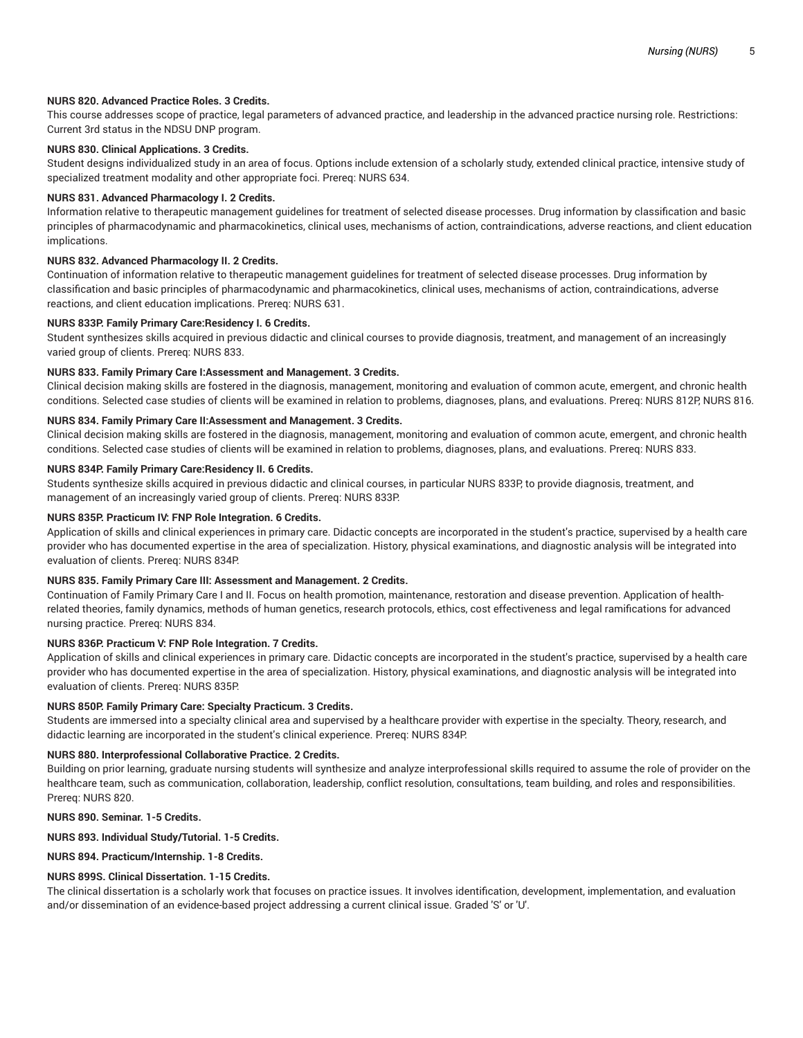**NURS 820. Advanced Practice Roles. 3 Credits.**

This course addresses scope of practice, legal parameters of advanced practice, and leadership in the advanced practice nursing role. Restrictions: Current 3rd status in the NDSU DNP program.

**NURS 830. Clinical Applications. 3 Credits.**

Student designs individualized study in an area of focus. Options include extension of a scholarly study, extended clinical practice, intensive study of specialized treatment modality and other appropriate foci. Prereq: NURS 634.

**NURS 831. Advanced Pharmacology I. 2 Credits.**

Information relative to therapeutic management guidelines for treatment of selected disease processes. Drug information by classification and basic principles of pharmacodynamic and pharmacokinetics, clinical uses, mechanisms of action, contraindications, adverse reactions, and client education implications.

**NURS 832. Advanced Pharmacology II. 2 Credits.**

Continuation of information relative to therapeutic management guidelines for treatment of selected disease processes. Drug information by classification and basic principles of pharmacodynamic and pharmacokinetics, clinical uses, mechanisms of action, contraindications, adverse reactions, and client education implications. Prereq: NURS 631.

**NURS 833P. Family Primary Care:Residency I. 6 Credits.**

Student synthesizes skills acquired in previous didactic and clinical courses to provide diagnosis, treatment, and management of an increasingly varied group of clients. Prereq: NURS 833.

**NURS 833. Family Primary Care I:Assessment and Management. 3 Credits.**

Clinical decision making skills are fostered in the diagnosis, management, monitoring and evaluation of common acute, emergent, and chronic health conditions. Selected case studies of clients will be examined in relation to problems, diagnoses, plans, and evaluations. Prereq: NURS 812P, NURS 816.

**NURS 834. Family Primary Care II:Assessment and Management. 3 Credits.**

Clinical decision making skills are fostered in the diagnosis, management, monitoring and evaluation of common acute, emergent, and chronic health conditions. Selected case studies of clients will be examined in relation to problems, diagnoses, plans, and evaluations. Prereq: NURS 833.

**NURS 834P. Family Primary Care:Residency II. 6 Credits.**

Students synthesize skills acquired in previous didactic and clinical courses, in particular NURS 833P, to provide diagnosis, treatment, and management of an increasingly varied group of clients. Prereq: NURS 833P.

**NURS 835P. Practicum IV: FNP Role Integration. 6 Credits.**

Application of skills and clinical experiences in primary care. Didactic concepts are incorporated in the student's practice, supervised by a health care provider who has documented expertise in the area of specialization. History, physical examinations, and diagnostic analysis will be integrated into evaluation of clients. Prereq: NURS 834P.

**NURS 835. Family Primary Care III: Assessment and Management. 2 Credits.**

Continuation of Family Primary Care I and II. Focus on health promotion, maintenance, restoration and disease prevention. Application of health-related theories, family dynamics, methods of human genetics, research protocols, ethics, cost effectiveness and legal ramifications for advanced nursing practice. Prereq: NURS 834.

**NURS 836P. Practicum V: FNP Role Integration. 7 Credits.**

Application of skills and clinical experiences in primary care. Didactic concepts are incorporated in the student's practice, supervised by a health care provider who has documented expertise in the area of specialization. History, physical examinations, and diagnostic analysis will be integrated into evaluation of clients. Prereq: NURS 835P.

**NURS 850P. Family Primary Care: Specialty Practicum. 3 Credits.**

Students are immersed into a specialty clinical area and supervised by a healthcare provider with expertise in the specialty. Theory, research, and didactic learning are incorporated in the student's clinical experience. Prereq: NURS 834P.

**NURS 880. Interprofessional Collaborative Practice. 2 Credits.**

Building on prior learning, graduate nursing students will synthesize and analyze interprofessional skills required to assume the role of provider on the healthcare team, such as communication, collaboration, leadership, conflict resolution, consultations, team building, and roles and responsibilities. Prereq: NURS 820.

**NURS 890. Seminar. 1-5 Credits.**

**NURS 893. Individual Study/Tutorial. 1-5 Credits.**

**NURS 894. Practicum/Internship. 1-8 Credits.**

**NURS 899S. Clinical Dissertation. 1-15 Credits.**

The clinical dissertation is a scholarly work that focuses on practice issues. It involves identification, development, implementation, and evaluation and/or dissemination of an evidence-based project addressing a current clinical issue. Graded 'S' or 'U'.